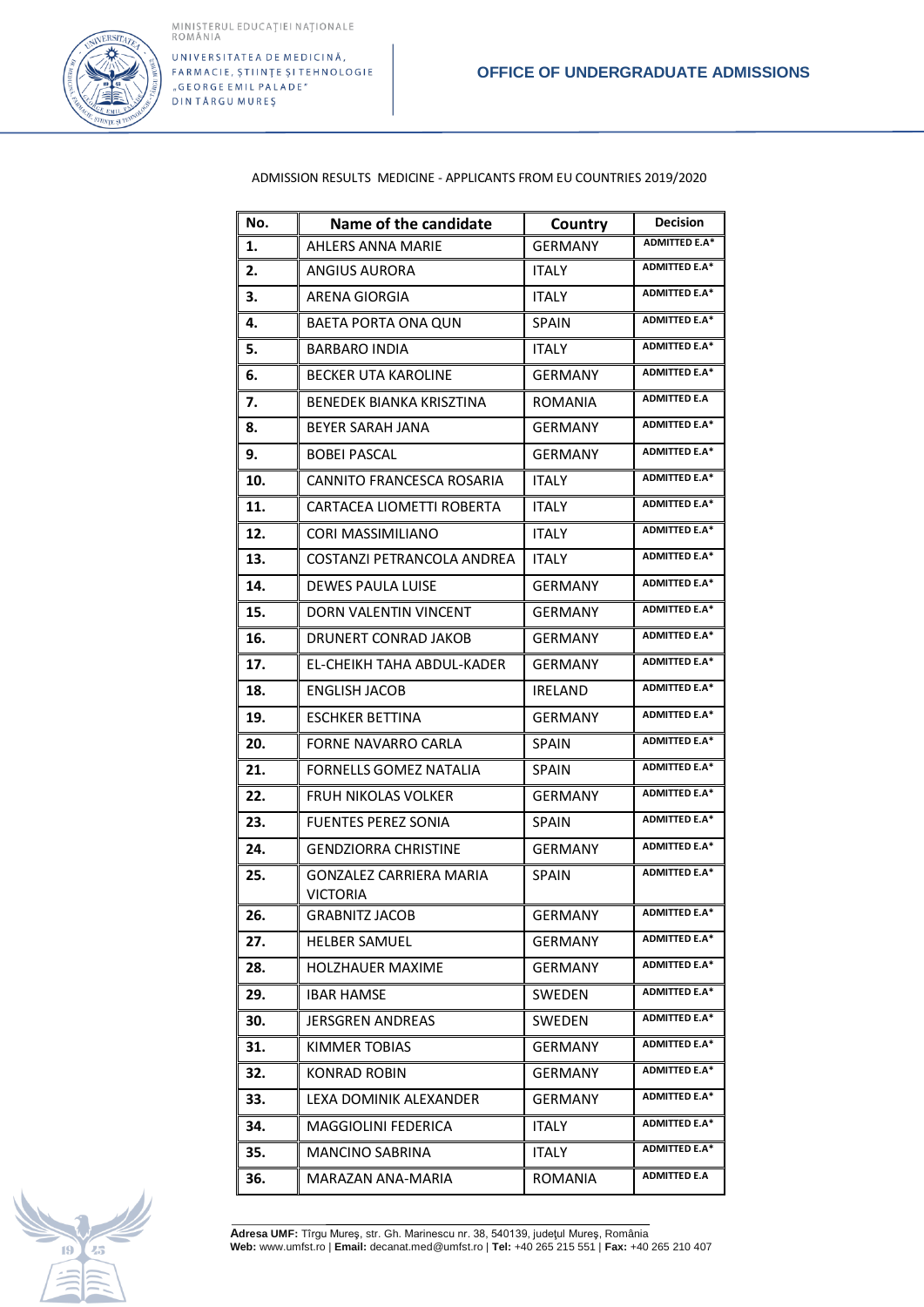MINISTERUL EDUCAȚIEI NAȚIONALE
ROMÂNIA

UNIVERSITATEA DE MEDICINĂ, FARMACIE, ȘTIINȚE ȘI TEHNOLOGIE „GEORGE EMIL PALADE" DIN TÂRGU MUREȘ

**OFFICE OF UNDERGRADUATE ADMISSIONS**

ADMISSION RESULTS MEDICINE - APPLICANTS FROM EU COUNTRIES 2019/2020

| No. | Name of the candidate | Country | Decision |
|---|---|---|---|
| 1. | AHLERS ANNA MARIE | GERMANY | ADMITTED E.A* |
| 2. | ANGIUS AURORA | ITALY | ADMITTED E.A* |
| 3. | ARENA GIORGIA | ITALY | ADMITTED E.A* |
| 4. | BAETA PORTA ONA QUN | SPAIN | ADMITTED E.A* |
| 5. | BARBARO INDIA | ITALY | ADMITTED E.A* |
| 6. | BECKER UTA KAROLINE | GERMANY | ADMITTED E.A* |
| 7. | BENEDEK BIANKA KRISZTINA | ROMANIA | ADMITTED E.A |
| 8. | BEYER SARAH JANA | GERMANY | ADMITTED E.A* |
| 9. | BOBEI PASCAL | GERMANY | ADMITTED E.A* |
| 10. | CANNITO FRANCESCA ROSARIA | ITALY | ADMITTED E.A* |
| 11. | CARTACEA LIOMETTI ROBERTA | ITALY | ADMITTED E.A* |
| 12. | CORI MASSIMILIANO | ITALY | ADMITTED E.A* |
| 13. | COSTANZI PETRANCOLA ANDREA | ITALY | ADMITTED E.A* |
| 14. | DEWES PAULA LUISE | GERMANY | ADMITTED E.A* |
| 15. | DORN VALENTIN VINCENT | GERMANY | ADMITTED E.A* |
| 16. | DRUNERT CONRAD JAKOB | GERMANY | ADMITTED E.A* |
| 17. | EL-CHEIKH TAHA ABDUL-KADER | GERMANY | ADMITTED E.A* |
| 18. | ENGLISH JACOB | IRELAND | ADMITTED E.A* |
| 19. | ESCHKER BETTINA | GERMANY | ADMITTED E.A* |
| 20. | FORNE NAVARRO CARLA | SPAIN | ADMITTED E.A* |
| 21. | FORNELLS GOMEZ NATALIA | SPAIN | ADMITTED E.A* |
| 22. | FRUH NIKOLAS VOLKER | GERMANY | ADMITTED E.A* |
| 23. | FUENTES PEREZ SONIA | SPAIN | ADMITTED E.A* |
| 24. | GENDZIORRA CHRISTINE | GERMANY | ADMITTED E.A* |
| 25. | GONZALEZ CARRIERA MARIA VICTORIA | SPAIN | ADMITTED E.A* |
| 26. | GRABNITZ JACOB | GERMANY | ADMITTED E.A* |
| 27. | HELBER SAMUEL | GERMANY | ADMITTED E.A* |
| 28. | HOLZHAUER MAXIME | GERMANY | ADMITTED E.A* |
| 29. | IBAR HAMSE | SWEDEN | ADMITTED E.A* |
| 30. | JERSGREN ANDREAS | SWEDEN | ADMITTED E.A* |
| 31. | KIMMER TOBIAS | GERMANY | ADMITTED E.A* |
| 32. | KONRAD ROBIN | GERMANY | ADMITTED E.A* |
| 33. | LEXA DOMINIK ALEXANDER | GERMANY | ADMITTED E.A* |
| 34. | MAGGIOLINI FEDERICA | ITALY | ADMITTED E.A* |
| 35. | MANCINO SABRINA | ITALY | ADMITTED E.A* |
| 36. | MARAZAN ANA-MARIA | ROMANIA | ADMITTED E.A |

**Adresa UMF:** Tîrgu Mureş, str. Gh. Marinescu nr. 38, 540139, judeţul Mureş, România
**Web:** www.umfst.ro | **Email:** decanat.med@umfst.ro | **Tel:** +40 265 215 551 | **Fax:** +40 265 210 407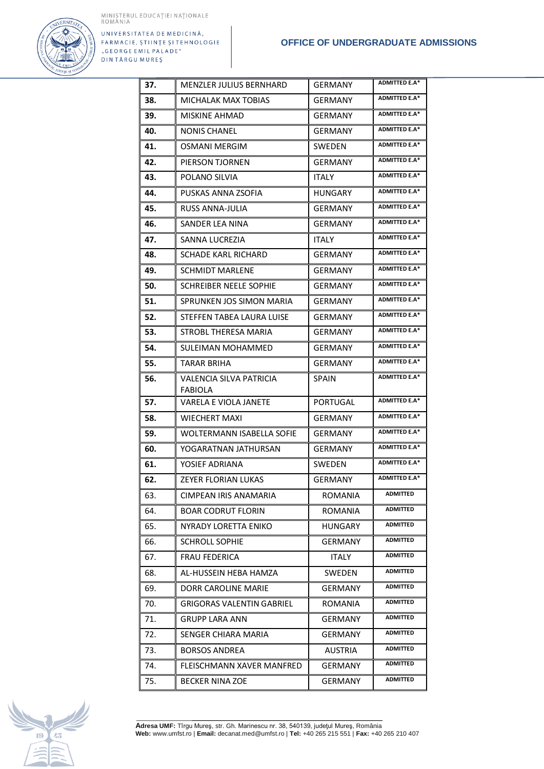| | | | |
|---|---|---|---|
| **37.** | MENZLER JULIUS BERNHARD | GERMANY | **ADMITTED E.A*** |
| **38.** | MICHALAK MAX TOBIAS | GERMANY | **ADMITTED E.A*** |
| **39.** | MISKINE AHMAD | GERMANY | **ADMITTED E.A*** |
| **40.** | NONIS CHANEL | GERMANY | **ADMITTED E.A*** |
| **41.** | OSMANI MERGIM | SWEDEN | **ADMITTED E.A*** |
| **42.** | PIERSON TJORNEN | GERMANY | **ADMITTED E.A*** |
| **43.** | POLANO SILVIA | ITALY | **ADMITTED E.A*** |
| **44.** | PUSKAS ANNA ZSOFIA | HUNGARY | **ADMITTED E.A*** |
| **45.** | RUSS ANNA-JULIA | GERMANY | **ADMITTED E.A*** |
| **46.** | SANDER LEA NINA | GERMANY | **ADMITTED E.A*** |
| **47.** | SANNA LUCREZIA | ITALY | **ADMITTED E.A*** |
| **48.** | SCHADE KARL RICHARD | GERMANY | **ADMITTED E.A*** |
| **49.** | SCHMIDT MARLENE | GERMANY | **ADMITTED E.A*** |
| **50.** | SCHREIBER NEELE SOPHIE | GERMANY | **ADMITTED E.A*** |
| **51.** | SPRUNKEN JOS SIMON MARIA | GERMANY | **ADMITTED E.A*** |
| **52.** | STEFFEN TABEA LAURA LUISE | GERMANY | **ADMITTED E.A*** |
| **53.** | STROBL THERESA MARIA | GERMANY | **ADMITTED E.A*** |
| **54.** | SULEIMAN MOHAMMED | GERMANY | **ADMITTED E.A*** |
| **55.** | TARAR BRIHA | GERMANY | **ADMITTED E.A*** |
| **56.** | VALENCIA SILVA PATRICIA FABIOLA | SPAIN | **ADMITTED E.A*** |
| **57.** | VARELA E VIOLA JANETE | PORTUGAL | **ADMITTED E.A*** |
| **58.** | WIECHERT MAXI | GERMANY | **ADMITTED E.A*** |
| **59.** | WOLTERMANN ISABELLA SOFIE | GERMANY | **ADMITTED E.A*** |
| **60.** | YOGARATNAN JATHURSAN | GERMANY | **ADMITTED E.A*** |
| **61.** | YOSIEF ADRIANA | SWEDEN | **ADMITTED E.A*** |
| **62.** | ZEYER FLORIAN LUKAS | GERMANY | **ADMITTED E.A*** |
| 63. | CIMPEAN IRIS ANAMARIA | ROMANIA | **ADMITTED** |
| 64. | BOAR CODRUT FLORIN | ROMANIA | **ADMITTED** |
| 65. | NYRADY LORETTA ENIKO | HUNGARY | **ADMITTED** |
| 66. | SCHROLL SOPHIE | GERMANY | **ADMITTED** |
| 67. | FRAU FEDERICA | ITALY | **ADMITTED** |
| 68. | AL-HUSSEIN HEBA HAMZA | SWEDEN | **ADMITTED** |
| 69. | DORR CAROLINE MARIE | GERMANY | **ADMITTED** |
| 70. | GRIGORAS VALENTIN GABRIEL | ROMANIA | **ADMITTED** |
| 71. | GRUPP LARA ANN | GERMANY | **ADMITTED** |
| 72. | SENGER CHIARA MARIA | GERMANY | **ADMITTED** |
| 73. | BORSOS ANDREA | AUSTRIA | **ADMITTED** |
| 74. | FLEISCHMANN XAVER MANFRED | GERMANY | **ADMITTED** |
| 75. | BECKER NINA ZOE | GERMANY | **ADMITTED** |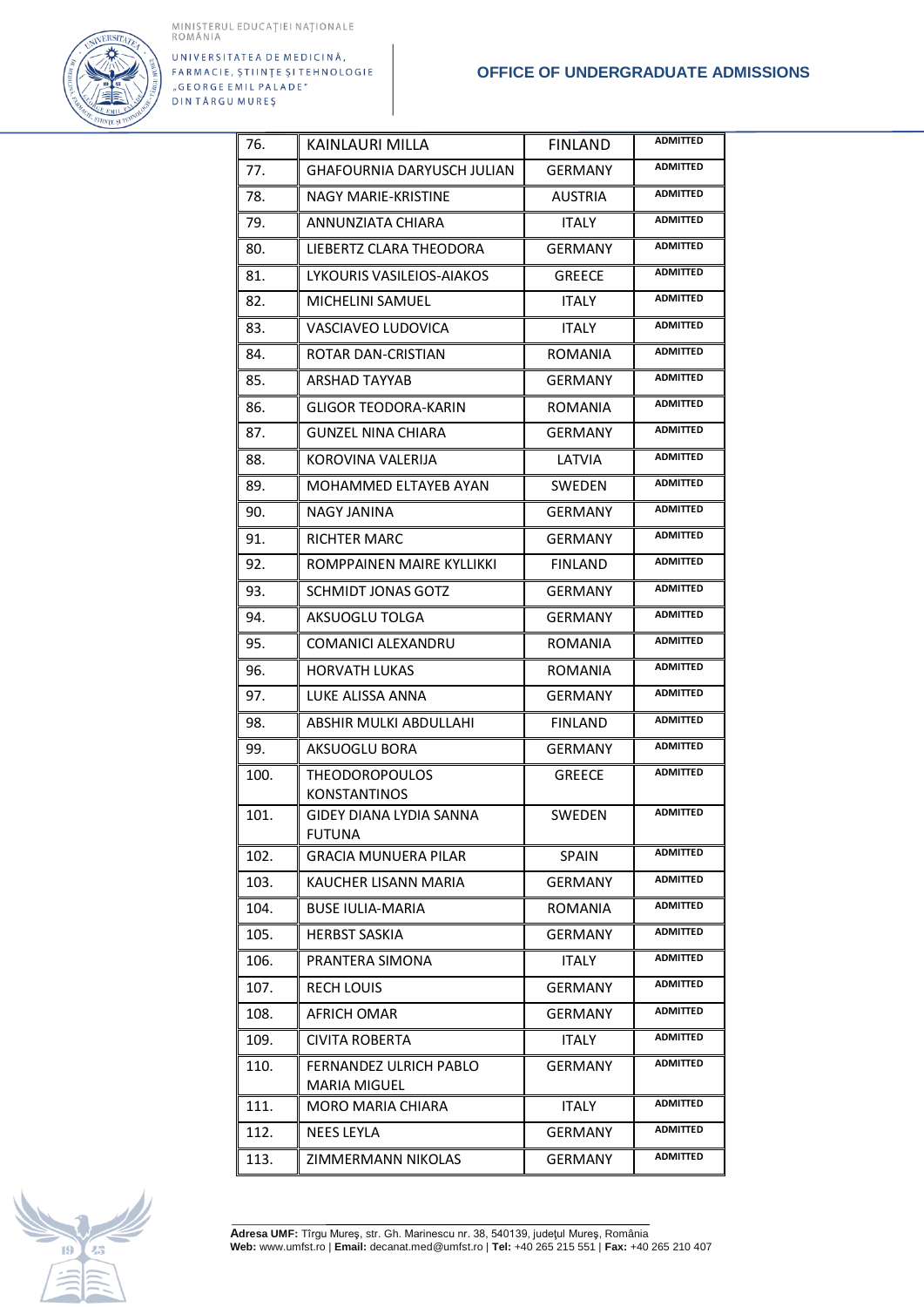| 76. | KAINLAURI MILLA | FINLAND | ADMITTED |
|---|---|---|---|
| 77. | GHAFOURNIA DARYUSCH JULIAN | GERMANY | ADMITTED |
| 78. | NAGY MARIE-KRISTINE | AUSTRIA | ADMITTED |
| 79. | ANNUNZIATA CHIARA | ITALY | ADMITTED |
| 80. | LIEBERTZ CLARA THEODORA | GERMANY | ADMITTED |
| 81. | LYKOURIS VASILEIOS-AIAKOS | GREECE | ADMITTED |
| 82. | MICHELINI SAMUEL | ITALY | ADMITTED |
| 83. | VASCIAVEO LUDOVICA | ITALY | ADMITTED |
| 84. | ROTAR DAN-CRISTIAN | ROMANIA | ADMITTED |
| 85. | ARSHAD TAYYAB | GERMANY | ADMITTED |
| 86. | GLIGOR TEODORA-KARIN | ROMANIA | ADMITTED |
| 87. | GUNZEL NINA CHIARA | GERMANY | ADMITTED |
| 88. | KOROVINA VALERIJA | LATVIA | ADMITTED |
| 89. | MOHAMMED ELTAYEB AYAN | SWEDEN | ADMITTED |
| 90. | NAGY JANINA | GERMANY | ADMITTED |
| 91. | RICHTER MARC | GERMANY | ADMITTED |
| 92. | ROMPPAINEN MAIRE KYLLIKKI | FINLAND | ADMITTED |
| 93. | SCHMIDT JONAS GOTZ | GERMANY | ADMITTED |
| 94. | AKSUOGLU TOLGA | GERMANY | ADMITTED |
| 95. | COMANICI ALEXANDRU | ROMANIA | ADMITTED |
| 96. | HORVATH LUKAS | ROMANIA | ADMITTED |
| 97. | LUKE ALISSA ANNA | GERMANY | ADMITTED |
| 98. | ABSHIR MULKI ABDULLAHI | FINLAND | ADMITTED |
| 99. | AKSUOGLU BORA | GERMANY | ADMITTED |
| 100. | THEODOROPOULOS KONSTANTINOS | GREECE | ADMITTED |
| 101. | GIDEY DIANA LYDIA SANNA FUTUNA | SWEDEN | ADMITTED |
| 102. | GRACIA MUNUERA PILAR | SPAIN | ADMITTED |
| 103. | KAUCHER LISANN MARIA | GERMANY | ADMITTED |
| 104. | BUSE IULIA-MARIA | ROMANIA | ADMITTED |
| 105. | HERBST SASKIA | GERMANY | ADMITTED |
| 106. | PRANTERA SIMONA | ITALY | ADMITTED |
| 107. | RECH LOUIS | GERMANY | ADMITTED |
| 108. | AFRICH OMAR | GERMANY | ADMITTED |
| 109. | CIVITA ROBERTA | ITALY | ADMITTED |
| 110. | FERNANDEZ ULRICH PABLO MARIA MIGUEL | GERMANY | ADMITTED |
| 111. | MORO MARIA CHIARA | ITALY | ADMITTED |
| 112. | NEES LEYLA | GERMANY | ADMITTED |
| 113. | ZIMMERMANN NIKOLAS | GERMANY | ADMITTED |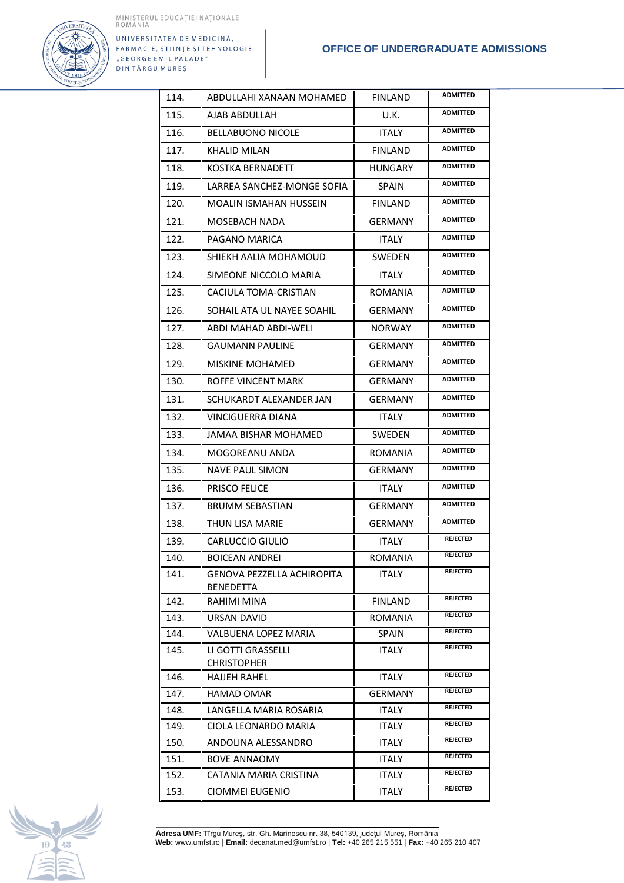| 114. | ABDULLAHI XANAAN MOHAMED | FINLAND | ADMITTED |
|---|---|---|---|
| 115. | AJAB ABDULLAH | U.K. | ADMITTED |
| 116. | BELLABUONO NICOLE | ITALY | ADMITTED |
| 117. | KHALID MILAN | FINLAND | ADMITTED |
| 118. | KOSTKA BERNADETT | HUNGARY | ADMITTED |
| 119. | LARREA SANCHEZ-MONGE SOFIA | SPAIN | ADMITTED |
| 120. | MOALIN ISMAHAN HUSSEIN | FINLAND | ADMITTED |
| 121. | MOSEBACH NADA | GERMANY | ADMITTED |
| 122. | PAGANO MARICA | ITALY | ADMITTED |
| 123. | SHIEKH AALIA MOHAMOUD | SWEDEN | ADMITTED |
| 124. | SIMEONE NICCOLO MARIA | ITALY | ADMITTED |
| 125. | CACIULA TOMA-CRISTIAN | ROMANIA | ADMITTED |
| 126. | SOHAIL ATA UL NAYEE SOAHIL | GERMANY | ADMITTED |
| 127. | ABDI MAHAD ABDI-WELI | NORWAY | ADMITTED |
| 128. | GAUMANN PAULINE | GERMANY | ADMITTED |
| 129. | MISKINE MOHAMED | GERMANY | ADMITTED |
| 130. | ROFFE VINCENT MARK | GERMANY | ADMITTED |
| 131. | SCHUKARDT ALEXANDER JAN | GERMANY | ADMITTED |
| 132. | VINCIGUERRA DIANA | ITALY | ADMITTED |
| 133. | JAMAA BISHAR MOHAMED | SWEDEN | ADMITTED |
| 134. | MOGOREANU ANDA | ROMANIA | ADMITTED |
| 135. | NAVE PAUL SIMON | GERMANY | ADMITTED |
| 136. | PRISCO FELICE | ITALY | ADMITTED |
| 137. | BRUMM SEBASTIAN | GERMANY | ADMITTED |
| 138. | THUN LISA MARIE | GERMANY | ADMITTED |
| 139. | CARLUCCIO GIULIO | ITALY | REJECTED |
| 140. | BOICEAN ANDREI | ROMANIA | REJECTED |
| 141. | GENOVA PEZZELLA ACHIROPITA BENEDETTA | ITALY | REJECTED |
| 142. | RAHIMI MINA | FINLAND | REJECTED |
| 143. | URSAN DAVID | ROMANIA | REJECTED |
| 144. | VALBUENA LOPEZ MARIA | SPAIN | REJECTED |
| 145. | LI GOTTI GRASSELLI CHRISTOPHER | ITALY | REJECTED |
| 146. | HAJJEH RAHEL | ITALY | REJECTED |
| 147. | HAMAD OMAR | GERMANY | REJECTED |
| 148. | LANGELLA MARIA ROSARIA | ITALY | REJECTED |
| 149. | CIOLA LEONARDO MARIA | ITALY | REJECTED |
| 150. | ANDOLINA ALESSANDRO | ITALY | REJECTED |
| 151. | BOVE ANNAOMY | ITALY | REJECTED |
| 152. | CATANIA MARIA CRISTINA | ITALY | REJECTED |
| 153. | CIOMMEI EUGENIO | ITALY | REJECTED |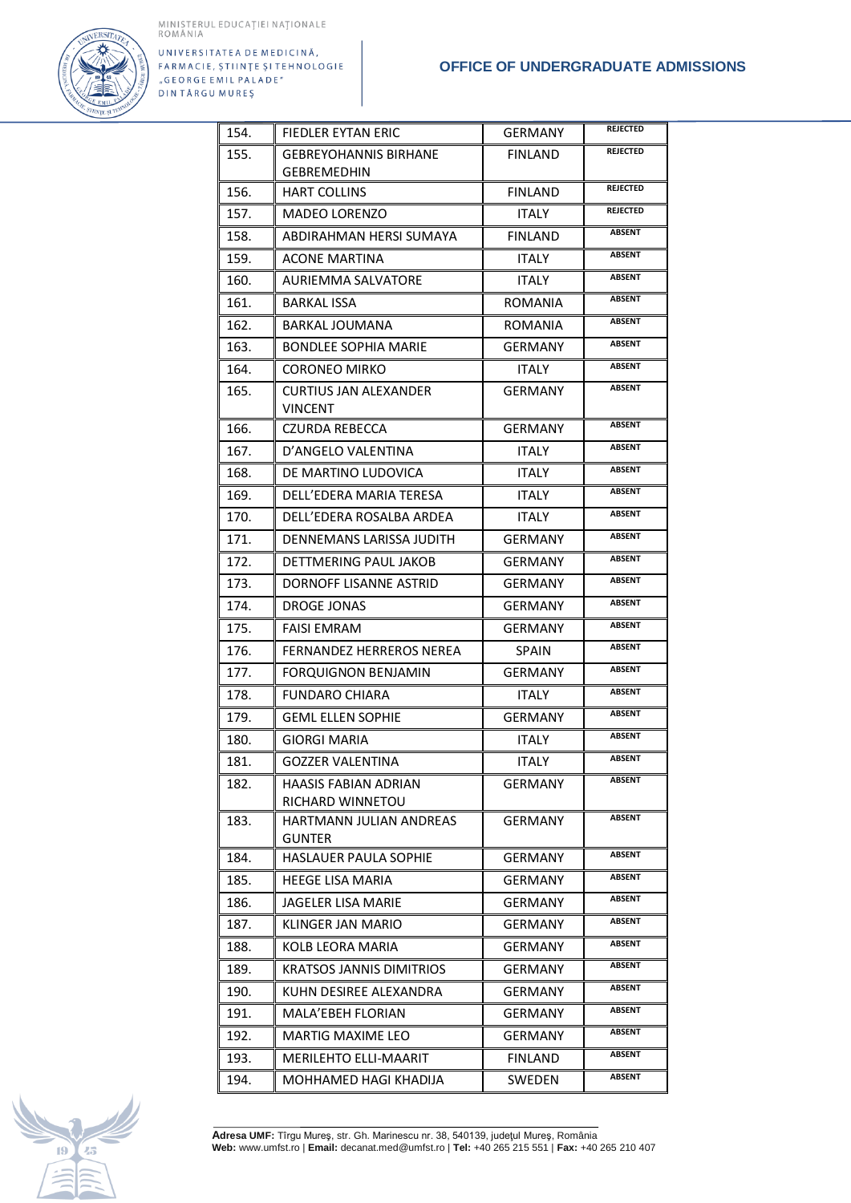| 154. | FIEDLER EYTAN ERIC | GERMANY | REJECTED |
|---|---|---|---|
| 155. | GEBREYOHANNIS BIRHANE GEBREMEDHIN | FINLAND | REJECTED |
| 156. | HART COLLINS | FINLAND | REJECTED |
| 157. | MADEO LORENZO | ITALY | REJECTED |
| 158. | ABDIRAHMAN HERSI SUMAYA | FINLAND | ABSENT |
| 159. | ACONE MARTINA | ITALY | ABSENT |
| 160. | AURIEMMA SALVATORE | ITALY | ABSENT |
| 161. | BARKAL ISSA | ROMANIA | ABSENT |
| 162. | BARKAL JOUMANA | ROMANIA | ABSENT |
| 163. | BONDLEE SOPHIA MARIE | GERMANY | ABSENT |
| 164. | CORONEO MIRKO | ITALY | ABSENT |
| 165. | CURTIUS JAN ALEXANDER VINCENT | GERMANY | ABSENT |
| 166. | CZURDA REBECCA | GERMANY | ABSENT |
| 167. | D'ANGELO VALENTINA | ITALY | ABSENT |
| 168. | DE MARTINO LUDOVICA | ITALY | ABSENT |
| 169. | DELL'EDERA MARIA TERESA | ITALY | ABSENT |
| 170. | DELL'EDERA ROSALBA ARDEA | ITALY | ABSENT |
| 171. | DENNEMANS LARISSA JUDITH | GERMANY | ABSENT |
| 172. | DETTMERING PAUL JAKOB | GERMANY | ABSENT |
| 173. | DORNOFF LISANNE ASTRID | GERMANY | ABSENT |
| 174. | DROGE JONAS | GERMANY | ABSENT |
| 175. | FAISI EMRAM | GERMANY | ABSENT |
| 176. | FERNANDEZ HERREROS NEREA | SPAIN | ABSENT |
| 177. | FORQUIGNON BENJAMIN | GERMANY | ABSENT |
| 178. | FUNDARO CHIARA | ITALY | ABSENT |
| 179. | GEML ELLEN SOPHIE | GERMANY | ABSENT |
| 180. | GIORGI MARIA | ITALY | ABSENT |
| 181. | GOZZER VALENTINA | ITALY | ABSENT |
| 182. | HAASIS FABIAN ADRIAN RICHARD WINNETOU | GERMANY | ABSENT |
| 183. | HARTMANN JULIAN ANDREAS GUNTER | GERMANY | ABSENT |
| 184. | HASLAUER PAULA SOPHIE | GERMANY | ABSENT |
| 185. | HEEGE LISA MARIA | GERMANY | ABSENT |
| 186. | JAGELER LISA MARIE | GERMANY | ABSENT |
| 187. | KLINGER JAN MARIO | GERMANY | ABSENT |
| 188. | KOLB LEORA MARIA | GERMANY | ABSENT |
| 189. | KRATSOS JANNIS DIMITRIOS | GERMANY | ABSENT |
| 190. | KUHN DESIREE ALEXANDRA | GERMANY | ABSENT |
| 191. | MALA'EBEH FLORIAN | GERMANY | ABSENT |
| 192. | MARTIG MAXIME LEO | GERMANY | ABSENT |
| 193. | MERILEHTO ELLI-MAARIT | FINLAND | ABSENT |
| 194. | MOHHAMED HAGI KHADIJA | SWEDEN | ABSENT |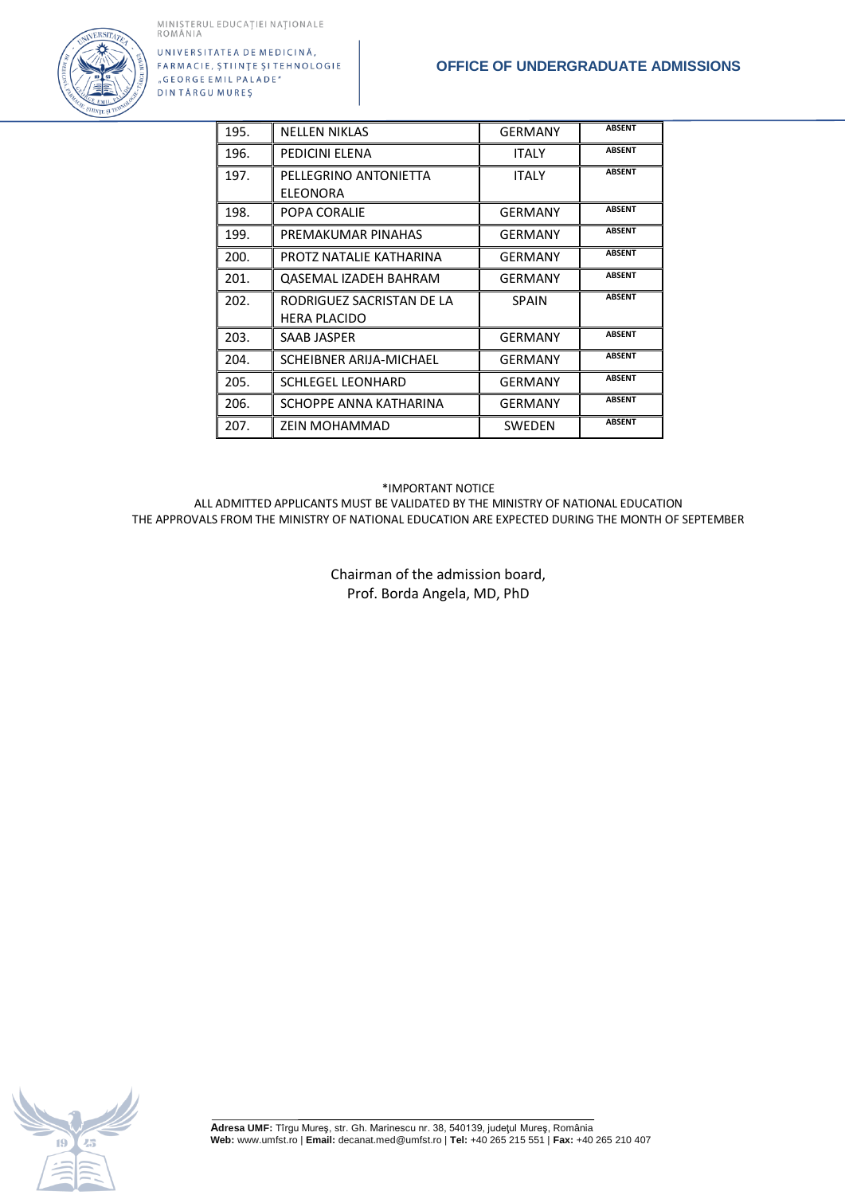| | | | |
|---|---|---|---|
| 195. | NELLEN NIKLAS | GERMANY | ABSENT |
| 196. | PEDICINI ELENA | ITALY | ABSENT |
| 197. | PELLEGRINO ANTONIETTA ELEONORA | ITALY | ABSENT |
| 198. | POPA CORALIE | GERMANY | ABSENT |
| 199. | PREMAKUMAR PINAHAS | GERMANY | ABSENT |
| 200. | PROTZ NATALIE KATHARINA | GERMANY | ABSENT |
| 201. | QASEMAL IZADEH BAHRAM | GERMANY | ABSENT |
| 202. | RODRIGUEZ SACRISTAN DE LA HERA PLACIDO | SPAIN | ABSENT |
| 203. | SAAB JASPER | GERMANY | ABSENT |
| 204. | SCHEIBNER ARIJA-MICHAEL | GERMANY | ABSENT |
| 205. | SCHLEGEL LEONHARD | GERMANY | ABSENT |
| 206. | SCHOPPE ANNA KATHARINA | GERMANY | ABSENT |
| 207. | ZEIN MOHAMMAD | SWEDEN | ABSENT |

*IMPORTANT NOTICE

ALL ADMITTED APPLICANTS MUST BE VALIDATED BY THE MINISTRY OF NATIONAL EDUCATION

THE APPROVALS FROM THE MINISTRY OF NATIONAL EDUCATION ARE EXPECTED DURING THE MONTH OF SEPTEMBER

Chairman of the admission board,
Prof. Borda Angela, MD, PhD